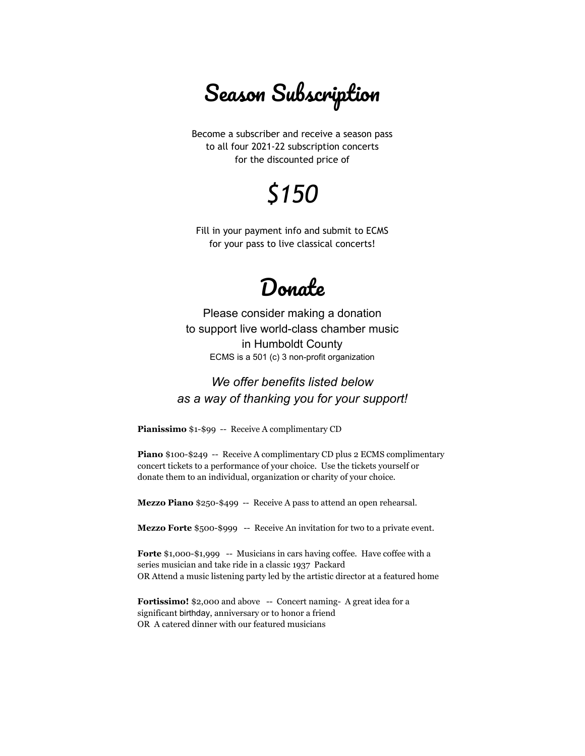# Season Subscription

Become a subscriber and receive a season pass
to all four 2021-22 subscription concerts
for the discounted price of

## *$150*

Fill in your payment info and submit to ECMS
for your pass to live classical concerts!

# Donate

Please consider making a donation
to support live world-class chamber music
in Humboldt County

ECMS is a 501 (c) 3 non-profit organization

*We offer benefits listed below
as a way of thanking you for your support!*

**Pianissimo** $1-$99 -- Receive A complimentary CD

**Piano** $100-$249 -- Receive A complimentary CD plus 2 ECMS complimentary concert tickets to a performance of your choice. Use the tickets yourself or donate them to an individual, organization or charity of your choice.

**Mezzo Piano** $250-$499 -- Receive A pass to attend an open rehearsal.

**Mezzo Forte** $500-$999 -- Receive An invitation for two to a private event.

**Forte** $1,000-$1,999 -- Musicians in cars having coffee. Have coffee with a series musician and take ride in a classic 1937 Packard
OR Attend a music listening party led by the artistic director at a featured home

**Fortissimo!** $2,000 and above -- Concert naming- A great idea for a significant birthday, anniversary or to honor a friend
OR A catered dinner with our featured musicians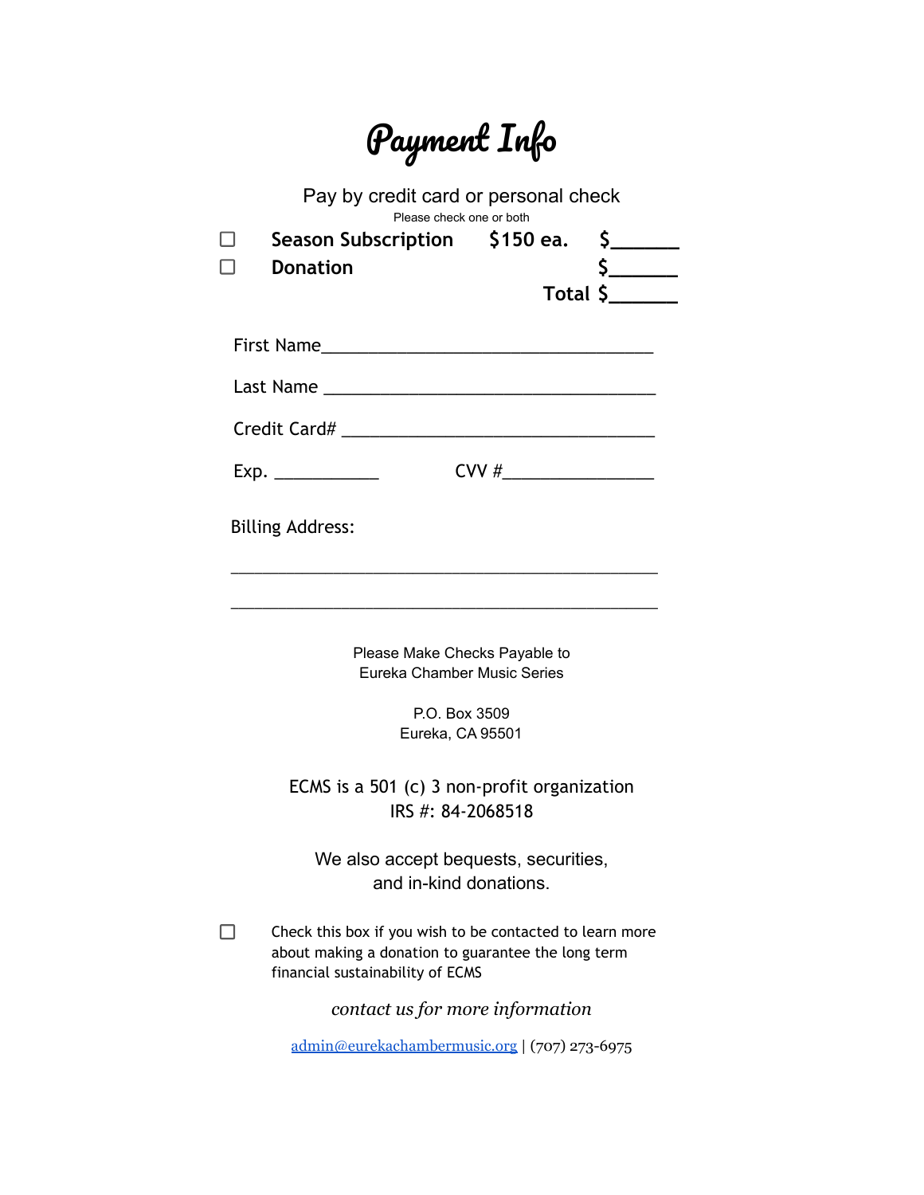# Payment Info

Pay by credit card or personal check

Please check one or both

☐ **Season Subscription** **$150 ea.** **$______**

☐ **Donation** **$______**

**Total $______**

First Name___________________________________

Last Name ___________________________________

Credit Card# _________________________________

Exp. ___________ CVV #________________

Billing Address:

______________________________________________

______________________________________________

Please Make Checks Payable to
Eureka Chamber Music Series

P.O. Box 3509
Eureka, CA 95501

ECMS is a 501 (c) 3 non-profit organization
IRS #: 84-2068518

We also accept bequests, securities,
and in-kind donations.

☐ Check this box if you wish to be contacted to learn more about making a donation to guarantee the long term financial sustainability of ECMS

*contact us for more information*

admin@eurekachambermusic.org | (707) 273-6975